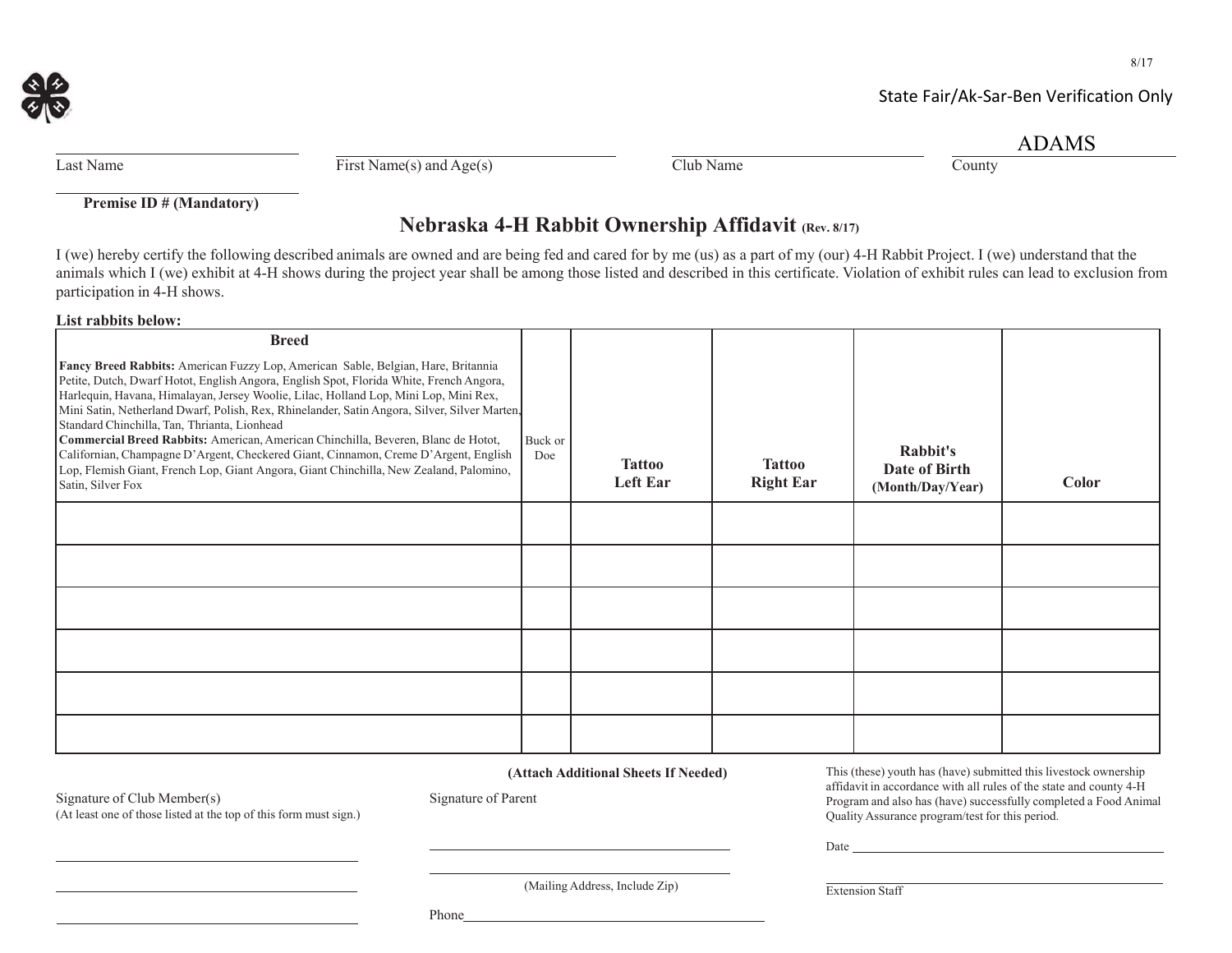8/17

State Fair/Ak-Sar-Ben Verification Only

| Last Name | First Name(s) and Age(s) | Club Name | County |
|---|---|---|---|
| | | | ADAMS |

Premise ID # (Mandatory)

# Nebraska 4-H Rabbit Ownership Affidavit (Rev. 8/17)

I (we) hereby certify the following described animals are owned and are being fed and cared for by me (us) as a part of my (our) 4-H Rabbit Project. I (we) understand that the animals which I (we) exhibit at 4-H shows during the project year shall be among those listed and described in this certificate. Violation of exhibit rules can lead to exclusion from participation in 4-H shows.

**List rabbits below:**

| **Breed**<br>**Fancy Breed Rabbits:** American Fuzzy Lop, American Sable, Belgian, Hare, Britannia Petite, Dutch, Dwarf Hotot, English Angora, English Spot, Florida White, French Angora, Harlequin, Havana, Himalayan, Jersey Woolie, Lilac, Holland Lop, Mini Lop, Mini Rex, Mini Satin, Netherland Dwarf, Polish, Rex, Rhinelander, Satin Angora, Silver, Silver Marten, Standard Chinchilla, Tan, Thrianta, Lionhead<br>**Commercial Breed Rabbits:** American, American Chinchilla, Beveren, Blanc de Hotot, Californian, Champagne D'Argent, Checkered Giant, Cinnamon, Creme D'Argent, English Lop, Flemish Giant, French Lop, Giant Angora, Giant Chinchilla, New Zealand, Palomino, Satin, Silver Fox | Buck or Doe | **Tattoo Left Ear** | **Tattoo Right Ear** | **Rabbit's Date of Birth (Month/Day/Year)** | **Color** |
|---|---|---|---|---|---|
| | | | | | |
| | | | | | |
| | | | | | |
| | | | | | |
| | | | | | |
| | | | | | |

**(Attach Additional Sheets If Needed)**

Signature of Club Member(s)
(At least one of those listed at the top of this form must sign.)

\_\_\_\_\_\_\_\_\_\_\_\_\_\_\_\_\_\_\_\_\_\_\_\_\_\_\_\_\_\_

\_\_\_\_\_\_\_\_\_\_\_\_\_\_\_\_\_\_\_\_\_\_\_\_\_\_\_\_\_\_

\_\_\_\_\_\_\_\_\_\_\_\_\_\_\_\_\_\_\_\_\_\_\_\_\_\_\_\_\_\_

Signature of Parent

\_\_\_\_\_\_\_\_\_\_\_\_\_\_\_\_\_\_\_\_\_\_\_\_\_\_\_\_\_\_

\_\_\_\_\_\_\_\_\_\_\_\_\_\_\_\_\_\_\_\_\_\_\_\_\_\_\_\_\_\_
(Mailing Address, Include Zip)

Phone\_\_\_\_\_\_\_\_\_\_\_\_\_\_\_\_\_\_\_\_\_\_\_\_\_\_\_\_\_\_

This (these) youth has (have) submitted this livestock ownership affidavit in accordance with all rules of the state and county 4-H Program and also has (have) successfully completed a Food Animal Quality Assurance program/test for this period.

Date \_\_\_\_\_\_\_\_\_\_\_\_\_\_\_\_\_\_\_\_\_\_\_\_\_\_\_\_\_\_

\_\_\_\_\_\_\_\_\_\_\_\_\_\_\_\_\_\_\_\_\_\_\_\_\_\_\_\_\_\_
Extension Staff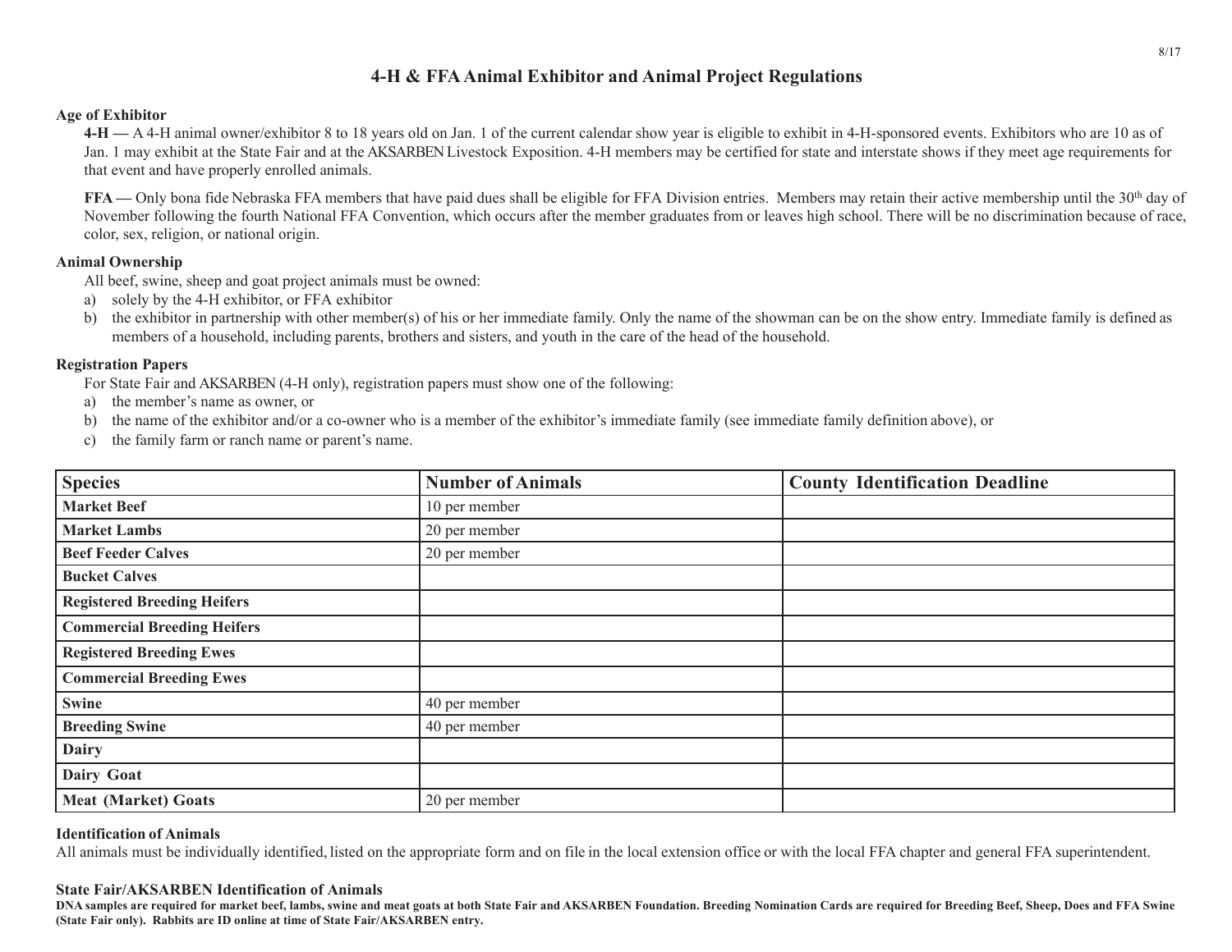# 4-H & FFA Animal Exhibitor and Animal Project Regulations

### Age of Exhibitor

**4-H —** A 4-H animal owner/exhibitor 8 to 18 years old on Jan. 1 of the current calendar show year is eligible to exhibit in 4-H-sponsored events. Exhibitors who are 10 as of Jan. 1 may exhibit at the State Fair and at the AKSARBEN Livestock Exposition. 4-H members may be certified for state and interstate shows if they meet age requirements for that event and have properly enrolled animals.

**FFA —** Only bona fide Nebraska FFA members that have paid dues shall be eligible for FFA Division entries. Members may retain their active membership until the 30th day of November following the fourth National FFA Convention, which occurs after the member graduates from or leaves high school. There will be no discrimination because of race, color, sex, religion, or national origin.

### Animal Ownership

All beef, swine, sheep and goat project animals must be owned:

a) solely by the 4-H exhibitor, or FFA exhibitor
b) the exhibitor in partnership with other member(s) of his or her immediate family. Only the name of the showman can be on the show entry. Immediate family is defined as members of a household, including parents, brothers and sisters, and youth in the care of the head of the household.

### Registration Papers

For State Fair and AKSARBEN (4-H only), registration papers must show one of the following:

a) the member's name as owner, or
b) the name of the exhibitor and/or a co-owner who is a member of the exhibitor's immediate family (see immediate family definition above), or
c) the family farm or ranch name or parent's name.

| Species | Number of Animals | County Identification Deadline |
|---|---|---|
| **Market Beef** | 10 per member | |
| **Market Lambs** | 20 per member | |
| **Beef Feeder Calves** | 20 per member | |
| **Bucket Calves** | | |
| **Registered Breeding Heifers** | | |
| **Commercial Breeding Heifers** | | |
| **Registered Breeding Ewes** | | |
| **Commercial Breeding Ewes** | | |
| **Swine** | 40 per member | |
| **Breeding Swine** | 40 per member | |
| **Dairy** | | |
| **Dairy Goat** | | |
| **Meat (Market) Goats** | 20 per member | |

### Identification of Animals

All animals must be individually identified, listed on the appropriate form and on file in the local extension office or with the local FFA chapter and general FFA superintendent.

### State Fair/AKSARBEN Identification of Animals

**DNA samples are required for market beef, lambs, swine and meat goats at both State Fair and AKSARBEN Foundation. Breeding Nomination Cards are required for Breeding Beef, Sheep, Does and FFA Swine (State Fair only). Rabbits are ID online at time of State Fair/AKSARBEN entry.**